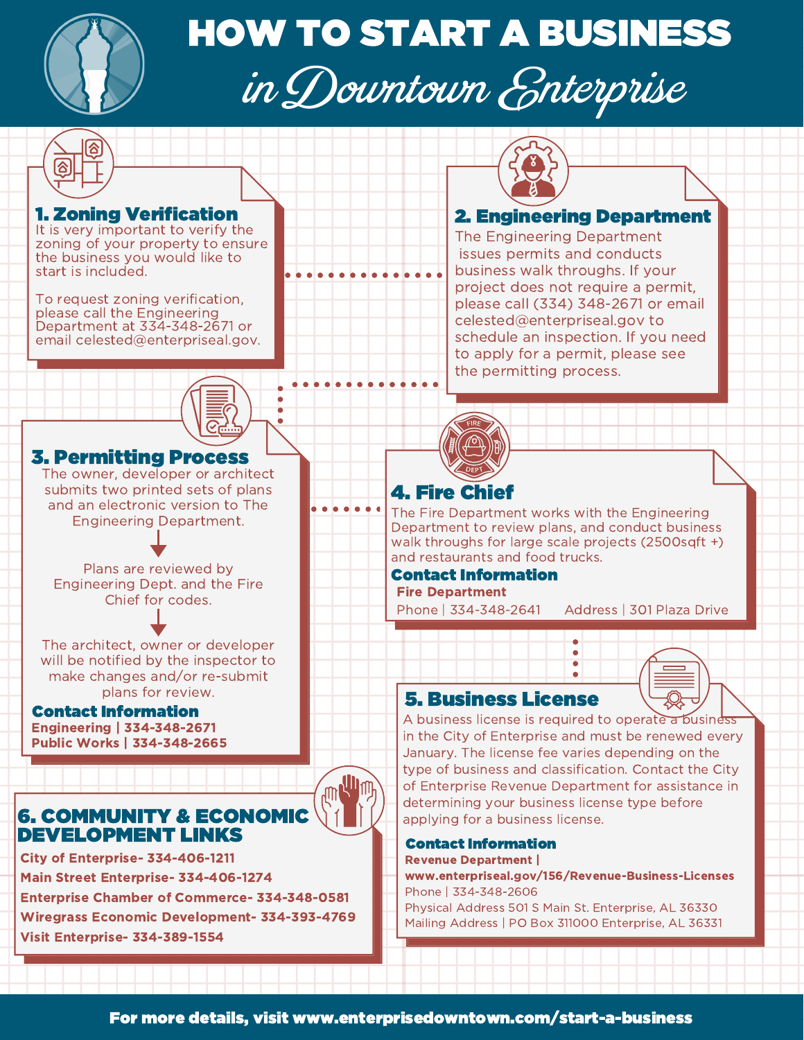# HOW TO START A BUSINESS

*in Downtown Enterprise*

## 1. Zoning Verification

It is very important to verify the zoning of your property to ensure the business you would like to start is included.

To request zoning verification, please call the Engineering Department at 334-348-2671 or email celested@enterpriseal.gov.

## 2. Engineering Department

The Engineering Department issues permits and conducts business walk throughs. If your project does not require a permit, please call (334) 348-2671 or email celested@enterpriseal.gov to schedule an inspection. If you need to apply for a permit, please see the permitting process.

## 3. Permitting Process

The owner, developer or architect submits two printed sets of plans and an electronic version to The Engineering Department.

↓

Plans are reviewed by Engineering Dept. and the Fire Chief for codes.

↓

The architect, owner or developer will be notified by the inspector to make changes and/or re-submit plans for review.

**Contact Information**

**Engineering | 334-348-2671**
**Public Works | 334-348-2665**

## 4. Fire Chief

The Fire Department works with the Engineering Department to review plans, and conduct business walk throughs for large scale projects (2500sqft +) and restaurants and food trucks.

**Contact Information**

**Fire Department**
Phone | 334-348-2641 Address | 301 Plaza Drive

## 5. Business License

A business license is required to operate a business in the City of Enterprise and must be renewed every January. The license fee varies depending on the type of business and classification. Contact the City of Enterprise Revenue Department for assistance in determining your business license type before applying for a business license.

**Contact Information**

**Revenue Department |**
**www.enterpriseal.gov/156/Revenue-Business-Licenses**
Phone | 334-348-2606
Physical Address 501 S Main St. Enterprise, AL 36330
Mailing Address | PO Box 311000 Enterprise, AL 36331

## 6. COMMUNITY & ECONOMIC DEVELOPMENT LINKS

**City of Enterprise- 334-406-1211**
**Main Street Enterprise- 334-406-1274**
**Enterprise Chamber of Commerce- 334-348-0581**
**Wiregrass Economic Development- 334-393-4769**
**Visit Enterprise- 334-389-1554**

**For more details, visit www.enterprisedowntown.com/start-a-business**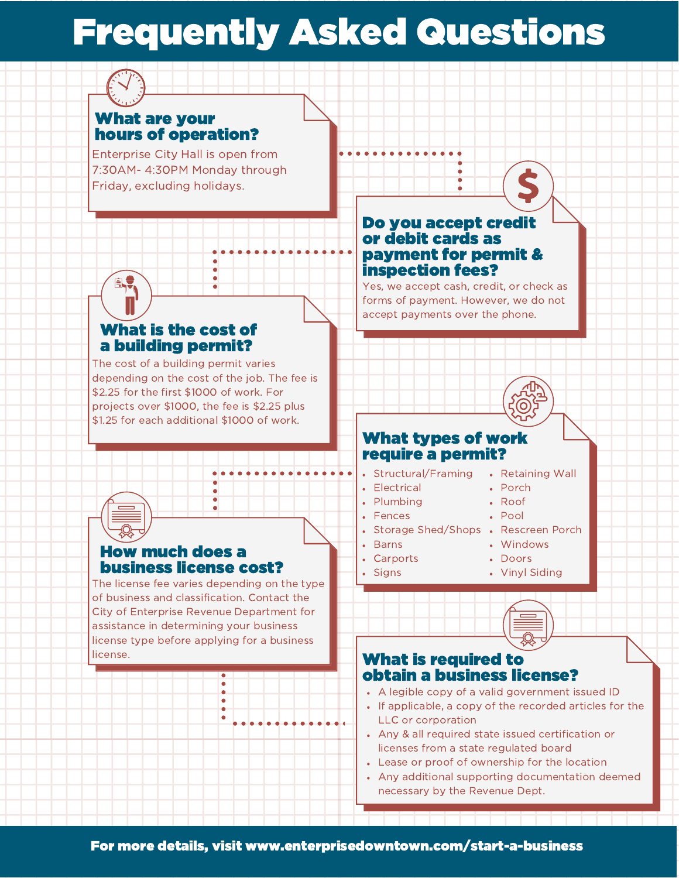# Frequently Asked Questions

## What are your hours of operation?

Enterprise City Hall is open from 7:30AM- 4:30PM Monday through Friday, excluding holidays.

## Do you accept credit or debit cards as payment for permit & inspection fees?

Yes, we accept cash, credit, or check as forms of payment. However, we do not accept payments over the phone.

## What is the cost of a building permit?

The cost of a building permit varies depending on the cost of the job. The fee is $2.25 for the first $1000 of work. For projects over $1000, the fee is $2.25 plus $1.25 for each additional $1000 of work.

## What types of work require a permit?

- Structural/Framing
- Electrical
- Plumbing
- Fences
- Storage Shed/Shops
- Barns
- Carports
- Signs
- Retaining Wall
- Porch
- Roof
- Pool
- Rescreen Porch
- Windows
- Doors
- Vinyl Siding

## How much does a business license cost?

The license fee varies depending on the type of business and classification. Contact the City of Enterprise Revenue Department for assistance in determining your business license type before applying for a business license.

## What is required to obtain a business license?

- A legible copy of a valid government issued ID
- If applicable, a copy of the recorded articles for the LLC or corporation
- Any & all required state issued certification or licenses from a state regulated board
- Lease or proof of ownership for the location
- Any additional supporting documentation deemed necessary by the Revenue Dept.

**For more details, visit www.enterprisedowntown.com/start-a-business**